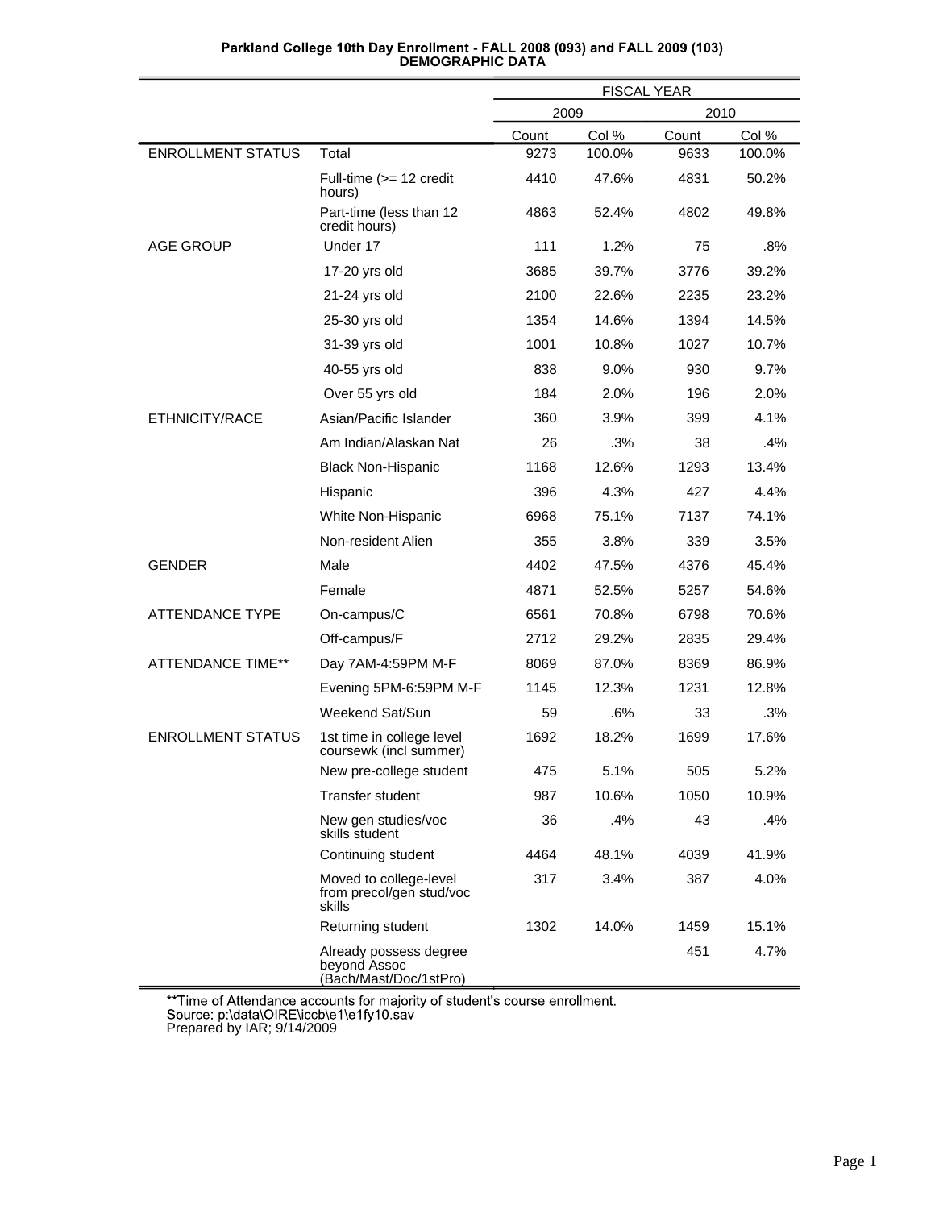# Parkland College 10th Day Enrollment - FALL 2008 (093) and FALL 2009 (103)
## DEMOGRAPHIC DATA

| | | FISCAL YEAR | | | |
|---|---|---|---|---|---|
| | | 2009 | | 2010 | |
| | | Count | Col % | Count | Col % |
| ENROLLMENT STATUS | Total | 9273 | 100.0% | 9633 | 100.0% |
| | Full-time (>= 12 credit hours) | 4410 | 47.6% | 4831 | 50.2% |
| | Part-time (less than 12 credit hours) | 4863 | 52.4% | 4802 | 49.8% |
| AGE GROUP | Under 17 | 111 | 1.2% | 75 | .8% |
| | 17-20 yrs old | 3685 | 39.7% | 3776 | 39.2% |
| | 21-24 yrs old | 2100 | 22.6% | 2235 | 23.2% |
| | 25-30 yrs old | 1354 | 14.6% | 1394 | 14.5% |
| | 31-39 yrs old | 1001 | 10.8% | 1027 | 10.7% |
| | 40-55 yrs old | 838 | 9.0% | 930 | 9.7% |
| | Over 55 yrs old | 184 | 2.0% | 196 | 2.0% |
| ETHNICITY/RACE | Asian/Pacific Islander | 360 | 3.9% | 399 | 4.1% |
| | Am Indian/Alaskan Nat | 26 | .3% | 38 | .4% |
| | Black Non-Hispanic | 1168 | 12.6% | 1293 | 13.4% |
| | Hispanic | 396 | 4.3% | 427 | 4.4% |
| | White Non-Hispanic | 6968 | 75.1% | 7137 | 74.1% |
| | Non-resident Alien | 355 | 3.8% | 339 | 3.5% |
| GENDER | Male | 4402 | 47.5% | 4376 | 45.4% |
| | Female | 4871 | 52.5% | 5257 | 54.6% |
| ATTENDANCE TYPE | On-campus/C | 6561 | 70.8% | 6798 | 70.6% |
| | Off-campus/F | 2712 | 29.2% | 2835 | 29.4% |
| ATTENDANCE TIME** | Day 7AM-4:59PM M-F | 8069 | 87.0% | 8369 | 86.9% |
| | Evening 5PM-6:59PM M-F | 1145 | 12.3% | 1231 | 12.8% |
| | Weekend Sat/Sun | 59 | .6% | 33 | .3% |
| ENROLLMENT STATUS | 1st time in college level coursewk (incl summer) | 1692 | 18.2% | 1699 | 17.6% |
| | New pre-college student | 475 | 5.1% | 505 | 5.2% |
| | Transfer student | 987 | 10.6% | 1050 | 10.9% |
| | New gen studies/voc skills student | 36 | .4% | 43 | .4% |
| | Continuing student | 4464 | 48.1% | 4039 | 41.9% |
| | Moved to college-level from precol/gen stud/voc skills | 317 | 3.4% | 387 | 4.0% |
| | Returning student | 1302 | 14.0% | 1459 | 15.1% |
| | Already possess degree beyond Assoc (Bach/Mast/Doc/1stPro) | | | 451 | 4.7% |

**Time of Attendance accounts for majority of student's course enrollment.
Source: p:\data\OIRE\iccb\e1\e1fy10.sav
Prepared by IAR; 9/14/2009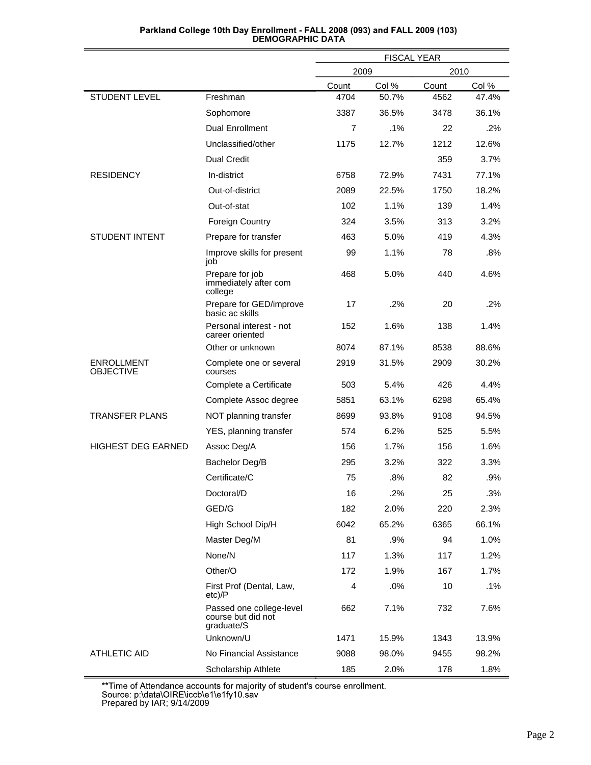**Parkland College 10th Day Enrollment - FALL 2008 (093) and FALL 2009 (103)**
**DEMOGRAPHIC DATA**

| | | FISCAL YEAR | | | |
|---|---|---|---|---|---|
| | | 2009 | | 2010 | |
| | | Count | Col % | Count | Col % |
| STUDENT LEVEL | Freshman | 4704 | 50.7% | 4562 | 47.4% |
| | Sophomore | 3387 | 36.5% | 3478 | 36.1% |
| | Dual Enrollment | 7 | .1% | 22 | .2% |
| | Unclassified/other | 1175 | 12.7% | 1212 | 12.6% |
| | Dual Credit | | | 359 | 3.7% |
| RESIDENCY | In-district | 6758 | 72.9% | 7431 | 77.1% |
| | Out-of-district | 2089 | 22.5% | 1750 | 18.2% |
| | Out-of-stat | 102 | 1.1% | 139 | 1.4% |
| | Foreign Country | 324 | 3.5% | 313 | 3.2% |
| STUDENT INTENT | Prepare for transfer | 463 | 5.0% | 419 | 4.3% |
| | Improve skills for present job | 99 | 1.1% | 78 | .8% |
| | Prepare for job immediately after com college | 468 | 5.0% | 440 | 4.6% |
| | Prepare for GED/improve basic ac skills | 17 | .2% | 20 | .2% |
| | Personal interest - not career oriented | 152 | 1.6% | 138 | 1.4% |
| | Other or unknown | 8074 | 87.1% | 8538 | 88.6% |
| ENROLLMENT OBJECTIVE | Complete one or several courses | 2919 | 31.5% | 2909 | 30.2% |
| | Complete a Certificate | 503 | 5.4% | 426 | 4.4% |
| | Complete Assoc degree | 5851 | 63.1% | 6298 | 65.4% |
| TRANSFER PLANS | NOT planning transfer | 8699 | 93.8% | 9108 | 94.5% |
| | YES, planning transfer | 574 | 6.2% | 525 | 5.5% |
| HIGHEST DEG EARNED | Assoc Deg/A | 156 | 1.7% | 156 | 1.6% |
| | Bachelor Deg/B | 295 | 3.2% | 322 | 3.3% |
| | Certificate/C | 75 | .8% | 82 | .9% |
| | Doctoral/D | 16 | .2% | 25 | .3% |
| | GED/G | 182 | 2.0% | 220 | 2.3% |
| | High School Dip/H | 6042 | 65.2% | 6365 | 66.1% |
| | Master Deg/M | 81 | .9% | 94 | 1.0% |
| | None/N | 117 | 1.3% | 117 | 1.2% |
| | Other/O | 172 | 1.9% | 167 | 1.7% |
| | First Prof (Dental, Law, etc)/P | 4 | .0% | 10 | .1% |
| | Passed one college-level course but did not graduate/S | 662 | 7.1% | 732 | 7.6% |
| | Unknown/U | 1471 | 15.9% | 1343 | 13.9% |
| ATHLETIC AID | No Financial Assistance | 9088 | 98.0% | 9455 | 98.2% |
| | Scholarship Athlete | 185 | 2.0% | 178 | 1.8% |

**Time of Attendance accounts for majority of student's course enrollment.
Source: p:\data\OIRE\iccb\e1\e1fy10.sav
Prepared by IAR; 9/14/2009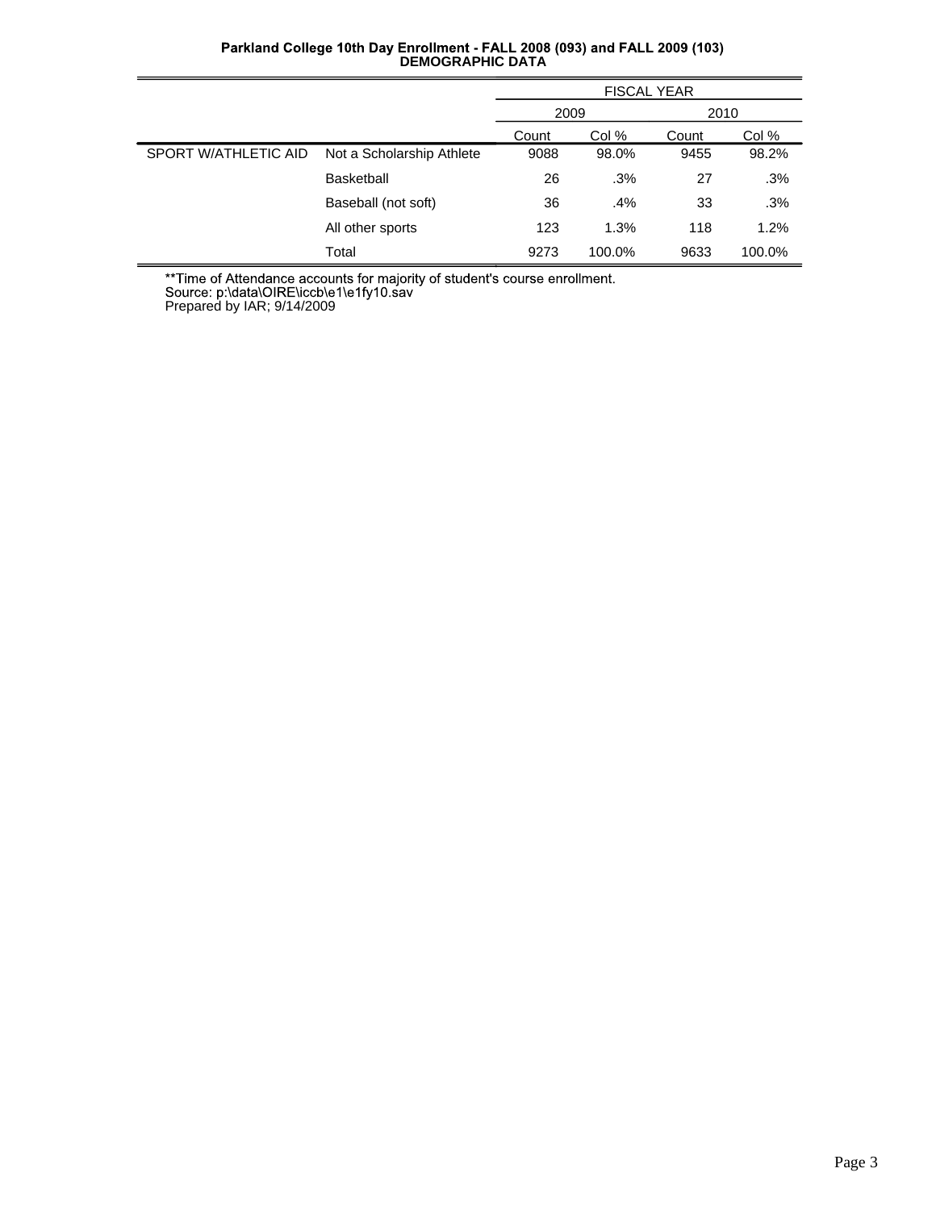**Parkland College 10th Day Enrollment - FALL 2008 (093) and FALL 2009 (103)**
**DEMOGRAPHIC DATA**

| | | FISCAL YEAR | | | |
|---|---|---|---|---|---|
| | | 2009 | | 2010 | |
| | | Count | Col % | Count | Col % |
| SPORT W/ATHLETIC AID | Not a Scholarship Athlete | 9088 | 98.0% | 9455 | 98.2% |
| | Basketball | 26 | .3% | 27 | .3% |
| | Baseball (not soft) | 36 | .4% | 33 | .3% |
| | All other sports | 123 | 1.3% | 118 | 1.2% |
| | Total | 9273 | 100.0% | 9633 | 100.0% |

**Time of Attendance accounts for majority of student's course enrollment.
Source: p:\data\OIRE\iccb\e1\e1fy10.sav
Prepared by IAR; 9/14/2009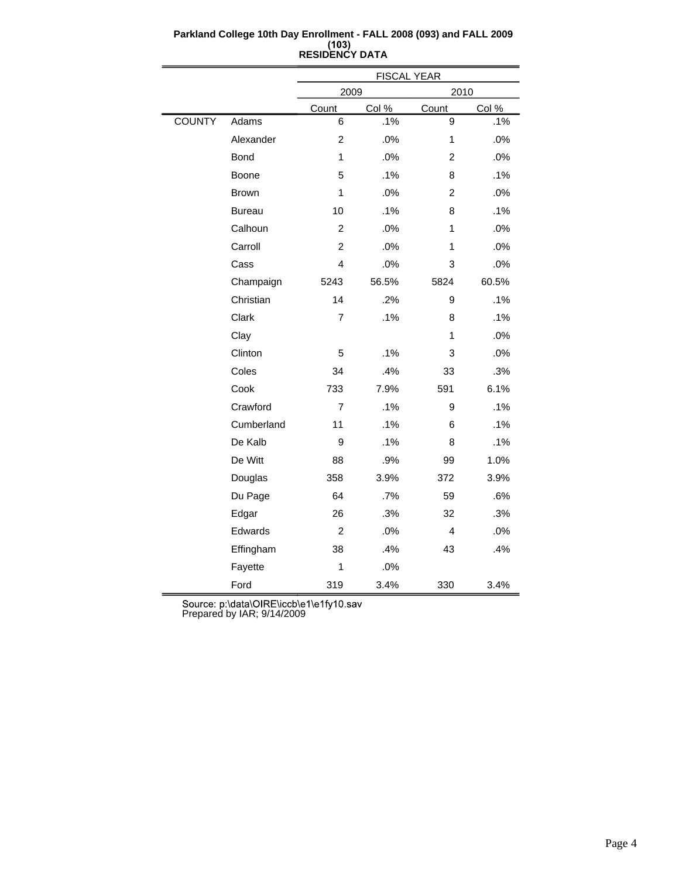**Parkland College 10th Day Enrollment - FALL 2008 (093) and FALL 2009 (103)**
**RESIDENCY DATA**

| | | FISCAL YEAR | | | |
|---|---|---|---|---|---|
| | | 2009 | | 2010 | |
| | | Count | Col % | Count | Col % |
| COUNTY | Adams | 6 | .1% | 9 | .1% |
| | Alexander | 2 | .0% | 1 | .0% |
| | Bond | 1 | .0% | 2 | .0% |
| | Boone | 5 | .1% | 8 | .1% |
| | Brown | 1 | .0% | 2 | .0% |
| | Bureau | 10 | .1% | 8 | .1% |
| | Calhoun | 2 | .0% | 1 | .0% |
| | Carroll | 2 | .0% | 1 | .0% |
| | Cass | 4 | .0% | 3 | .0% |
| | Champaign | 5243 | 56.5% | 5824 | 60.5% |
| | Christian | 14 | .2% | 9 | .1% |
| | Clark | 7 | .1% | 8 | .1% |
| | Clay | | | 1 | .0% |
| | Clinton | 5 | .1% | 3 | .0% |
| | Coles | 34 | .4% | 33 | .3% |
| | Cook | 733 | 7.9% | 591 | 6.1% |
| | Crawford | 7 | .1% | 9 | .1% |
| | Cumberland | 11 | .1% | 6 | .1% |
| | De Kalb | 9 | .1% | 8 | .1% |
| | De Witt | 88 | .9% | 99 | 1.0% |
| | Douglas | 358 | 3.9% | 372 | 3.9% |
| | Du Page | 64 | .7% | 59 | .6% |
| | Edgar | 26 | .3% | 32 | .3% |
| | Edwards | 2 | .0% | 4 | .0% |
| | Effingham | 38 | .4% | 43 | .4% |
| | Fayette | 1 | .0% | | |
| | Ford | 319 | 3.4% | 330 | 3.4% |

Source: p:\data\OIRE\iccb\e1\e1fy10.sav
Prepared by IAR; 9/14/2009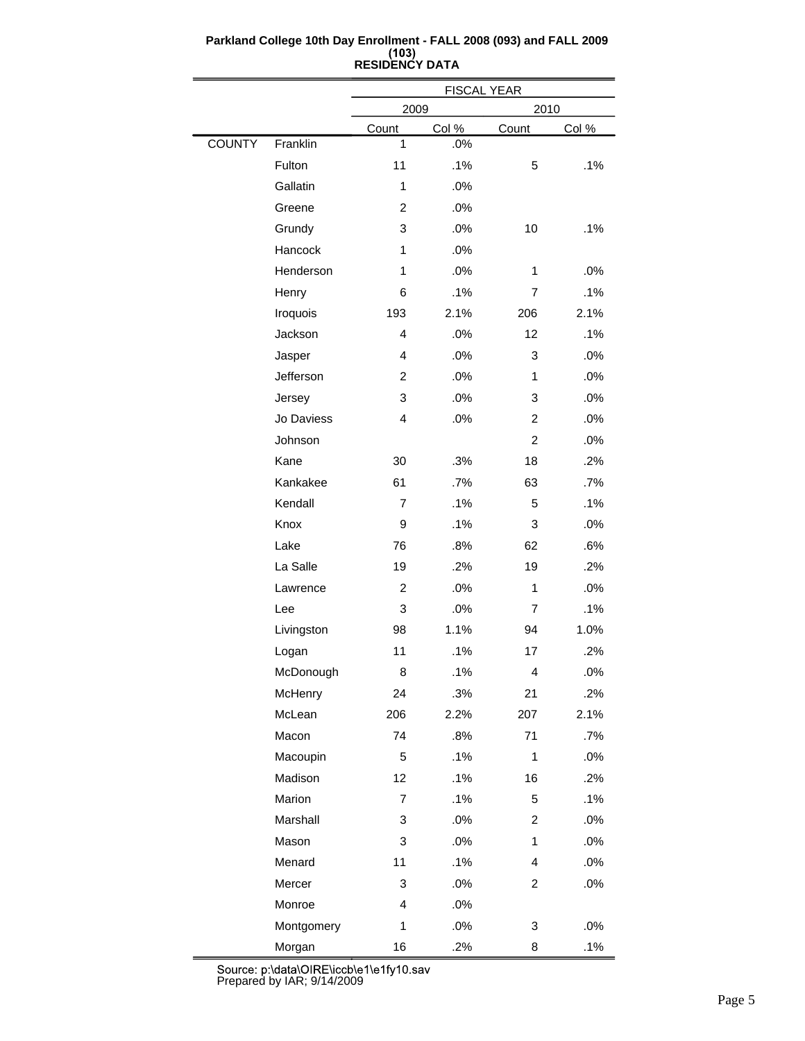**Parkland College 10th Day Enrollment - FALL 2008 (093) and FALL 2009 (103)**
**RESIDENCY DATA**

| | | FISCAL YEAR | | | |
|---|---|---|---|---|---|
| | | 2009 | | 2010 | |
| | | Count | Col % | Count | Col % |
| COUNTY | Franklin | 1 | .0% | | |
| | Fulton | 11 | .1% | 5 | .1% |
| | Gallatin | 1 | .0% | | |
| | Greene | 2 | .0% | | |
| | Grundy | 3 | .0% | 10 | .1% |
| | Hancock | 1 | .0% | | |
| | Henderson | 1 | .0% | 1 | .0% |
| | Henry | 6 | .1% | 7 | .1% |
| | Iroquois | 193 | 2.1% | 206 | 2.1% |
| | Jackson | 4 | .0% | 12 | .1% |
| | Jasper | 4 | .0% | 3 | .0% |
| | Jefferson | 2 | .0% | 1 | .0% |
| | Jersey | 3 | .0% | 3 | .0% |
| | Jo Daviess | 4 | .0% | 2 | .0% |
| | Johnson | | | 2 | .0% |
| | Kane | 30 | .3% | 18 | .2% |
| | Kankakee | 61 | .7% | 63 | .7% |
| | Kendall | 7 | .1% | 5 | .1% |
| | Knox | 9 | .1% | 3 | .0% |
| | Lake | 76 | .8% | 62 | .6% |
| | La Salle | 19 | .2% | 19 | .2% |
| | Lawrence | 2 | .0% | 1 | .0% |
| | Lee | 3 | .0% | 7 | .1% |
| | Livingston | 98 | 1.1% | 94 | 1.0% |
| | Logan | 11 | .1% | 17 | .2% |
| | McDonough | 8 | .1% | 4 | .0% |
| | McHenry | 24 | .3% | 21 | .2% |
| | McLean | 206 | 2.2% | 207 | 2.1% |
| | Macon | 74 | .8% | 71 | .7% |
| | Macoupin | 5 | .1% | 1 | .0% |
| | Madison | 12 | .1% | 16 | .2% |
| | Marion | 7 | .1% | 5 | .1% |
| | Marshall | 3 | .0% | 2 | .0% |
| | Mason | 3 | .0% | 1 | .0% |
| | Menard | 11 | .1% | 4 | .0% |
| | Mercer | 3 | .0% | 2 | .0% |
| | Monroe | 4 | .0% | | |
| | Montgomery | 1 | .0% | 3 | .0% |
| | Morgan | 16 | .2% | 8 | .1% |

Source: p:\data\OIRE\iccb\e1\e1fy10.sav
Prepared by IAR; 9/14/2009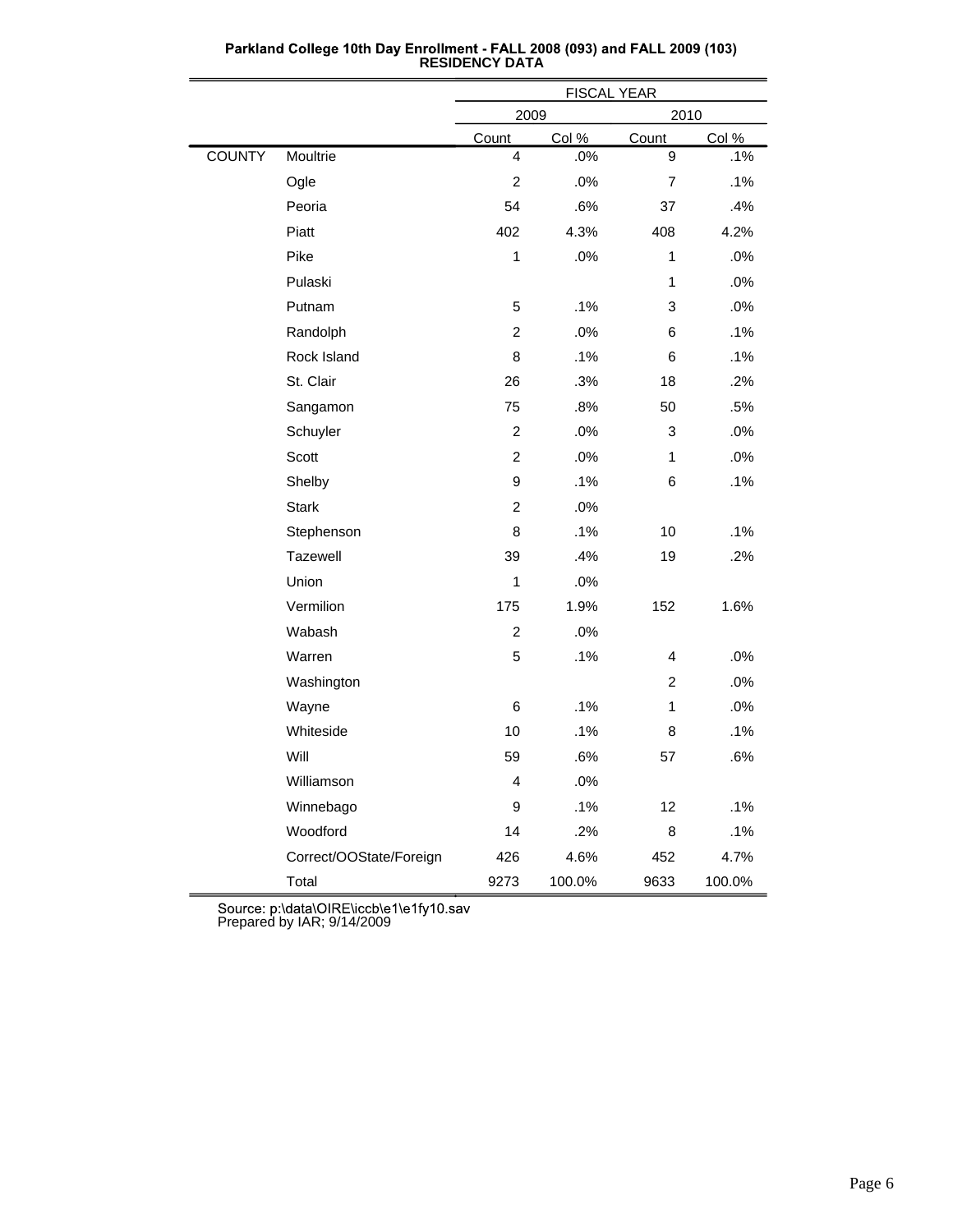**Parkland College 10th Day Enrollment - FALL 2008 (093) and FALL 2009 (103)**
**RESIDENCY DATA**

| | | FISCAL YEAR | | | |
|---|---|---|---|---|---|
| | | 2009 | | 2010 | |
| | | Count | Col % | Count | Col % |
| COUNTY | Moultrie | 4 | .0% | 9 | .1% |
| | Ogle | 2 | .0% | 7 | .1% |
| | Peoria | 54 | .6% | 37 | .4% |
| | Piatt | 402 | 4.3% | 408 | 4.2% |
| | Pike | 1 | .0% | 1 | .0% |
| | Pulaski | | | 1 | .0% |
| | Putnam | 5 | .1% | 3 | .0% |
| | Randolph | 2 | .0% | 6 | .1% |
| | Rock Island | 8 | .1% | 6 | .1% |
| | St. Clair | 26 | .3% | 18 | .2% |
| | Sangamon | 75 | .8% | 50 | .5% |
| | Schuyler | 2 | .0% | 3 | .0% |
| | Scott | 2 | .0% | 1 | .0% |
| | Shelby | 9 | .1% | 6 | .1% |
| | Stark | 2 | .0% | | |
| | Stephenson | 8 | .1% | 10 | .1% |
| | Tazewell | 39 | .4% | 19 | .2% |
| | Union | 1 | .0% | | |
| | Vermilion | 175 | 1.9% | 152 | 1.6% |
| | Wabash | 2 | .0% | | |
| | Warren | 5 | .1% | 4 | .0% |
| | Washington | | | 2 | .0% |
| | Wayne | 6 | .1% | 1 | .0% |
| | Whiteside | 10 | .1% | 8 | .1% |
| | Will | 59 | .6% | 57 | .6% |
| | Williamson | 4 | .0% | | |
| | Winnebago | 9 | .1% | 12 | .1% |
| | Woodford | 14 | .2% | 8 | .1% |
| | Correct/OOState/Foreign | 426 | 4.6% | 452 | 4.7% |
| | Total | 9273 | 100.0% | 9633 | 100.0% |

Source: p:\data\OIRE\iccb\e1\e1fy10.sav
Prepared by IAR; 9/14/2009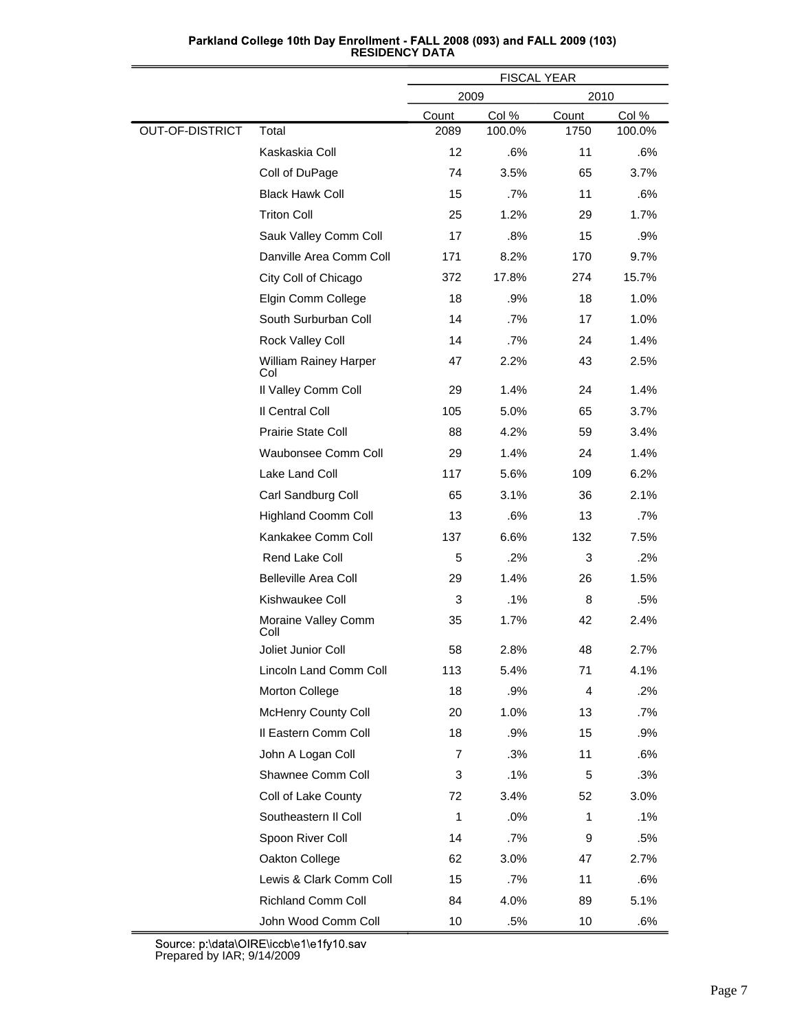**Parkland College 10th Day Enrollment - FALL 2008 (093) and FALL 2009 (103)**
**RESIDENCY DATA**

| | | FISCAL YEAR | | | |
|---|---|---|---|---|---|
| | | 2009 | | 2010 | |
| | | Count | Col % | Count | Col % |
| OUT-OF-DISTRICT | Total | 2089 | 100.0% | 1750 | 100.0% |
| | Kaskaskia Coll | 12 | .6% | 11 | .6% |
| | Coll of DuPage | 74 | 3.5% | 65 | 3.7% |
| | Black Hawk Coll | 15 | .7% | 11 | .6% |
| | Triton Coll | 25 | 1.2% | 29 | 1.7% |
| | Sauk Valley Comm Coll | 17 | .8% | 15 | .9% |
| | Danville Area Comm Coll | 171 | 8.2% | 170 | 9.7% |
| | City Coll of Chicago | 372 | 17.8% | 274 | 15.7% |
| | Elgin Comm College | 18 | .9% | 18 | 1.0% |
| | South Surburban Coll | 14 | .7% | 17 | 1.0% |
| | Rock Valley Coll | 14 | .7% | 24 | 1.4% |
| | William Rainey Harper Col | 47 | 2.2% | 43 | 2.5% |
| | Il Valley Comm Coll | 29 | 1.4% | 24 | 1.4% |
| | Il Central Coll | 105 | 5.0% | 65 | 3.7% |
| | Prairie State Coll | 88 | 4.2% | 59 | 3.4% |
| | Waubonsee Comm Coll | 29 | 1.4% | 24 | 1.4% |
| | Lake Land Coll | 117 | 5.6% | 109 | 6.2% |
| | Carl Sandburg Coll | 65 | 3.1% | 36 | 2.1% |
| | Highland Coomm Coll | 13 | .6% | 13 | .7% |
| | Kankakee Comm Coll | 137 | 6.6% | 132 | 7.5% |
| | Rend Lake Coll | 5 | .2% | 3 | .2% |
| | Belleville Area Coll | 29 | 1.4% | 26 | 1.5% |
| | Kishwaukee Coll | 3 | .1% | 8 | .5% |
| | Moraine Valley Comm Coll | 35 | 1.7% | 42 | 2.4% |
| | Joliet Junior Coll | 58 | 2.8% | 48 | 2.7% |
| | Lincoln Land Comm Coll | 113 | 5.4% | 71 | 4.1% |
| | Morton College | 18 | .9% | 4 | .2% |
| | McHenry County Coll | 20 | 1.0% | 13 | .7% |
| | Il Eastern Comm Coll | 18 | .9% | 15 | .9% |
| | John A Logan Coll | 7 | .3% | 11 | .6% |
| | Shawnee Comm Coll | 3 | .1% | 5 | .3% |
| | Coll of Lake County | 72 | 3.4% | 52 | 3.0% |
| | Southeastern Il Coll | 1 | .0% | 1 | .1% |
| | Spoon River Coll | 14 | .7% | 9 | .5% |
| | Oakton College | 62 | 3.0% | 47 | 2.7% |
| | Lewis & Clark Comm Coll | 15 | .7% | 11 | .6% |
| | Richland Comm Coll | 84 | 4.0% | 89 | 5.1% |
| | John Wood Comm Coll | 10 | .5% | 10 | .6% |

Source: p:\data\OIRE\iccb\e1\e1fy10.sav
Prepared by IAR; 9/14/2009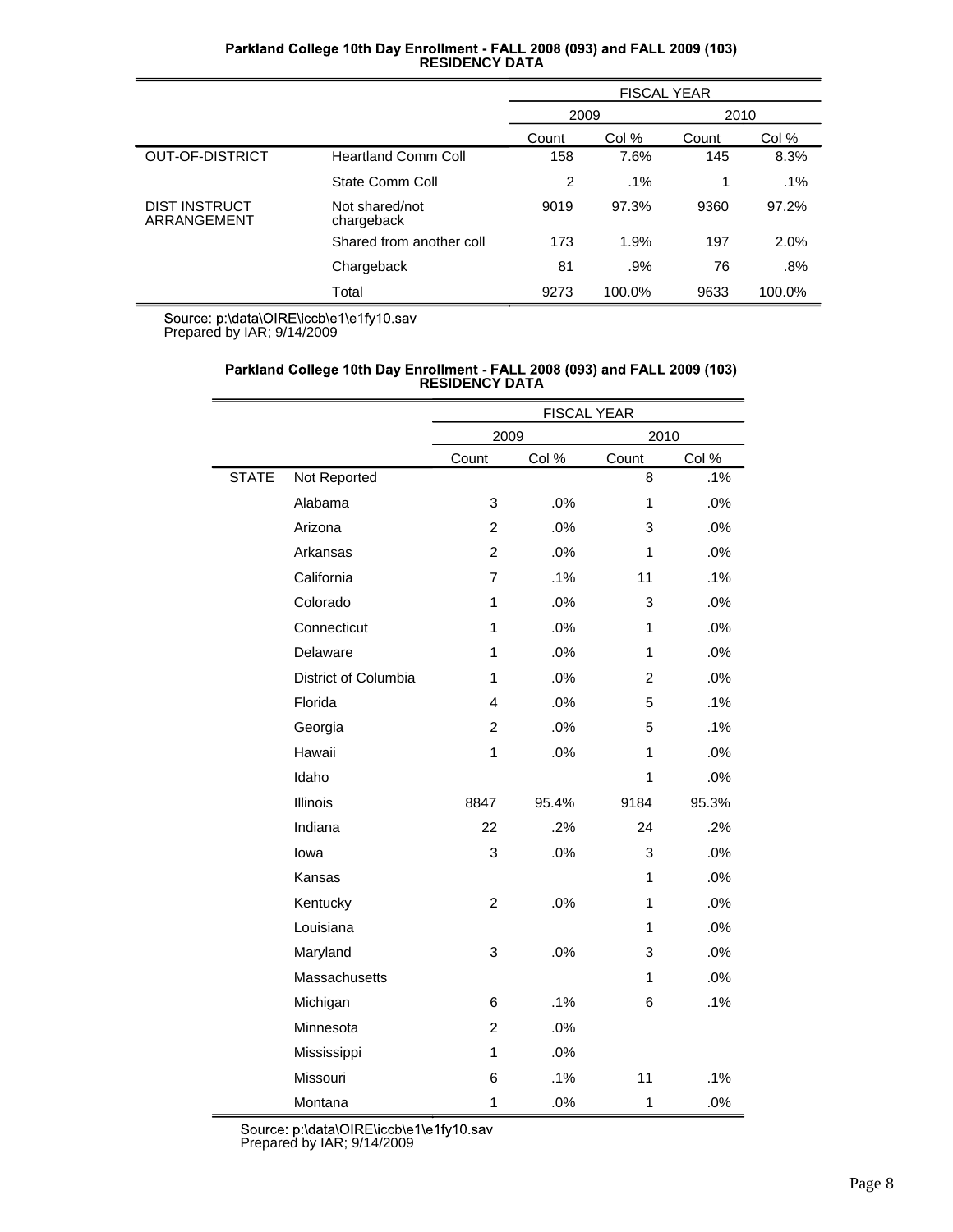**Parkland College 10th Day Enrollment - FALL 2008 (093) and FALL 2009 (103)**
**RESIDENCY DATA**

| | | FISCAL YEAR | | | |
|---|---|---|---|---|---|
| | | 2009 | | 2010 | |
| | | Count | Col % | Count | Col % |
| OUT-OF-DISTRICT | Heartland Comm Coll | 158 | 7.6% | 145 | 8.3% |
| | State Comm Coll | 2 | .1% | 1 | .1% |
| DIST INSTRUCT ARRANGEMENT | Not shared/not chargeback | 9019 | 97.3% | 9360 | 97.2% |
| | Shared from another coll | 173 | 1.9% | 197 | 2.0% |
| | Chargeback | 81 | .9% | 76 | .8% |
| | Total | 9273 | 100.0% | 9633 | 100.0% |

Source: p:\data\OIRE\iccb\e1\e1fy10.sav
Prepared by IAR; 9/14/2009

**Parkland College 10th Day Enrollment - FALL 2008 (093) and FALL 2009 (103)**
**RESIDENCY DATA**

| | | FISCAL YEAR | | | |
|---|---|---|---|---|---|
| | | 2009 | | 2010 | |
| | | Count | Col % | Count | Col % |
| STATE | Not Reported | | | 8 | .1% |
| | Alabama | 3 | .0% | 1 | .0% |
| | Arizona | 2 | .0% | 3 | .0% |
| | Arkansas | 2 | .0% | 1 | .0% |
| | California | 7 | .1% | 11 | .1% |
| | Colorado | 1 | .0% | 3 | .0% |
| | Connecticut | 1 | .0% | 1 | .0% |
| | Delaware | 1 | .0% | 1 | .0% |
| | District of Columbia | 1 | .0% | 2 | .0% |
| | Florida | 4 | .0% | 5 | .1% |
| | Georgia | 2 | .0% | 5 | .1% |
| | Hawaii | 1 | .0% | 1 | .0% |
| | Idaho | | | 1 | .0% |
| | Illinois | 8847 | 95.4% | 9184 | 95.3% |
| | Indiana | 22 | .2% | 24 | .2% |
| | Iowa | 3 | .0% | 3 | .0% |
| | Kansas | | | 1 | .0% |
| | Kentucky | 2 | .0% | 1 | .0% |
| | Louisiana | | | 1 | .0% |
| | Maryland | 3 | .0% | 3 | .0% |
| | Massachusetts | | | 1 | .0% |
| | Michigan | 6 | .1% | 6 | .1% |
| | Minnesota | 2 | .0% | | |
| | Mississippi | 1 | .0% | | |
| | Missouri | 6 | .1% | 11 | .1% |
| | Montana | 1 | .0% | 1 | .0% |

Source: p:\data\OIRE\iccb\e1\e1fy10.sav
Prepared by IAR; 9/14/2009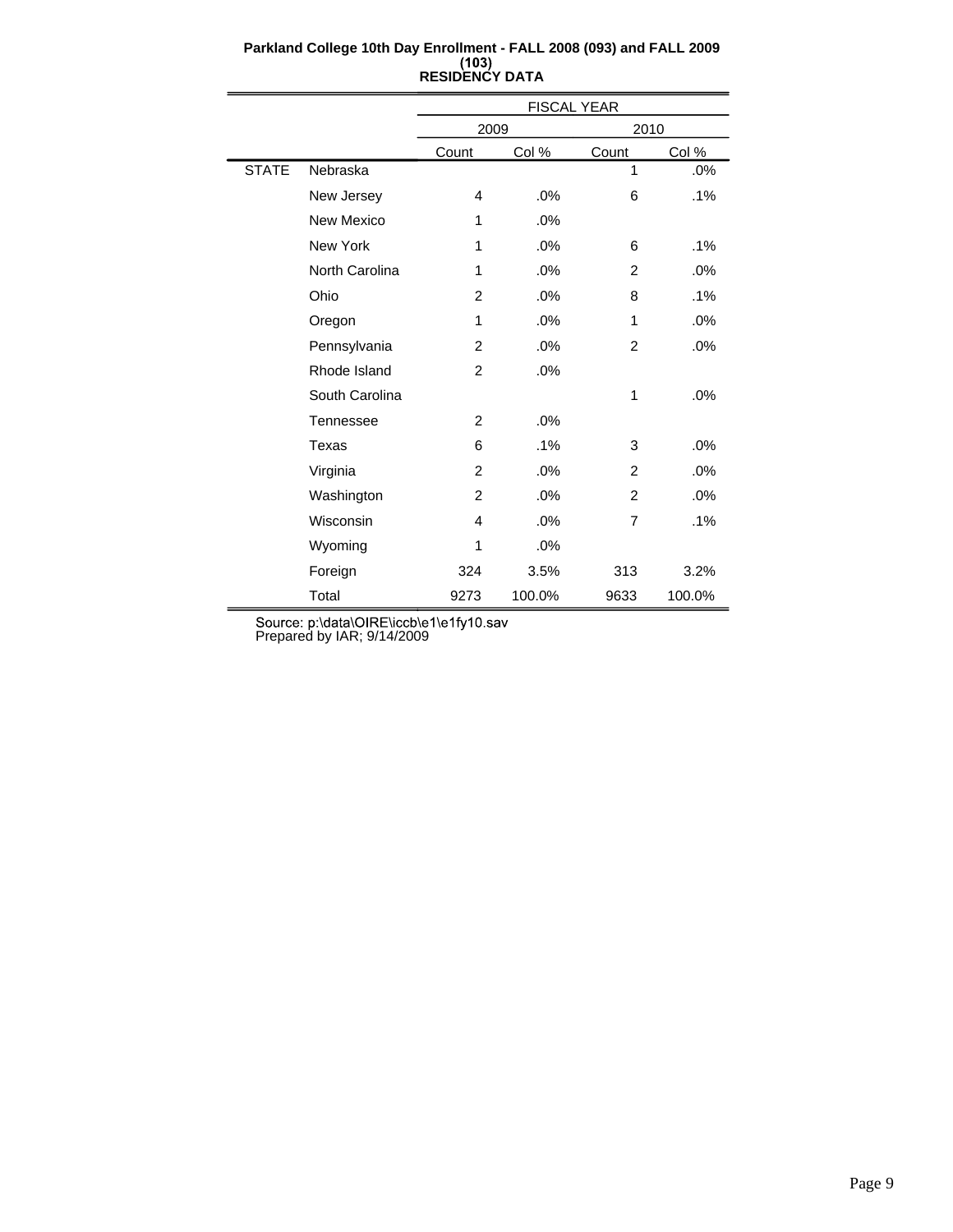**Parkland College 10th Day Enrollment - FALL 2008 (093) and FALL 2009 (103)**
**RESIDENCY DATA**

| | | FISCAL YEAR | | | |
|---|---|---|---|---|---|
| | | 2009 | | 2010 | |
| | | Count | Col % | Count | Col % |
| STATE | Nebraska | | | 1 | .0% |
| | New Jersey | 4 | .0% | 6 | .1% |
| | New Mexico | 1 | .0% | | |
| | New York | 1 | .0% | 6 | .1% |
| | North Carolina | 1 | .0% | 2 | .0% |
| | Ohio | 2 | .0% | 8 | .1% |
| | Oregon | 1 | .0% | 1 | .0% |
| | Pennsylvania | 2 | .0% | 2 | .0% |
| | Rhode Island | 2 | .0% | | |
| | South Carolina | | | 1 | .0% |
| | Tennessee | 2 | .0% | | |
| | Texas | 6 | .1% | 3 | .0% |
| | Virginia | 2 | .0% | 2 | .0% |
| | Washington | 2 | .0% | 2 | .0% |
| | Wisconsin | 4 | .0% | 7 | .1% |
| | Wyoming | 1 | .0% | | |
| | Foreign | 324 | 3.5% | 313 | 3.2% |
| | Total | 9273 | 100.0% | 9633 | 100.0% |

Source: p:\data\OIRE\iccb\e1\e1fy10.sav
Prepared by IAR; 9/14/2009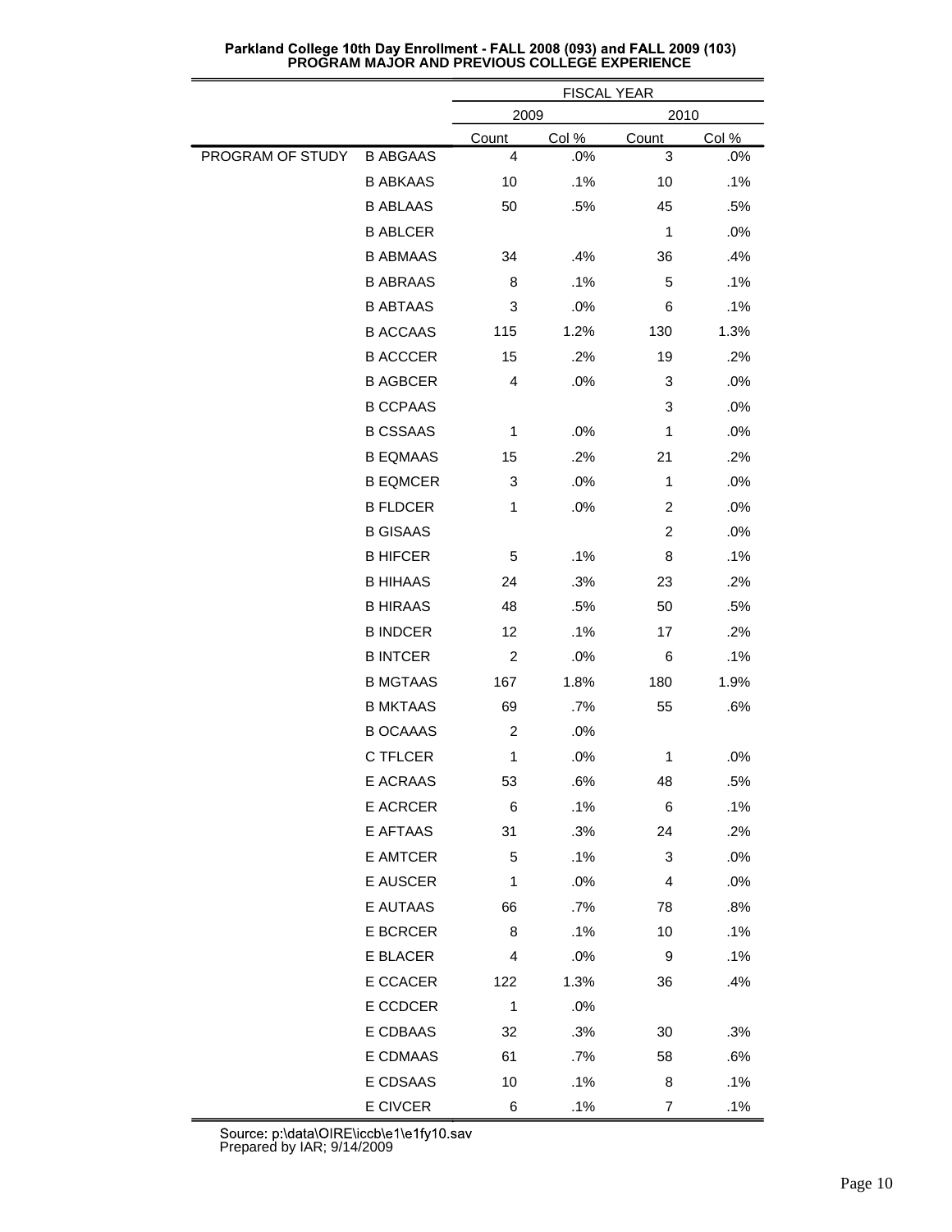**Parkland College 10th Day Enrollment - FALL 2008 (093) and FALL 2009 (103)**
**PROGRAM MAJOR AND PREVIOUS COLLEGE EXPERIENCE**

| | | FISCAL YEAR | | | |
|---|---|---|---|---|---|
| | | 2009 | | 2010 | |
| | | Count | Col % | Count | Col % |
| PROGRAM OF STUDY | B ABGAAS | 4 | .0% | 3 | .0% |
| | B ABKAAS | 10 | .1% | 10 | .1% |
| | B ABLAAS | 50 | .5% | 45 | .5% |
| | B ABLCER | | | 1 | .0% |
| | B ABMAAS | 34 | .4% | 36 | .4% |
| | B ABRAAS | 8 | .1% | 5 | .1% |
| | B ABTAAS | 3 | .0% | 6 | .1% |
| | B ACCAAS | 115 | 1.2% | 130 | 1.3% |
| | B ACCCER | 15 | .2% | 19 | .2% |
| | B AGBCER | 4 | .0% | 3 | .0% |
| | B CCPAAS | | | 3 | .0% |
| | B CSSAAS | 1 | .0% | 1 | .0% |
| | B EQMAAS | 15 | .2% | 21 | .2% |
| | B EQMCER | 3 | .0% | 1 | .0% |
| | B FLDCER | 1 | .0% | 2 | .0% |
| | B GISAAS | | | 2 | .0% |
| | B HIFCER | 5 | .1% | 8 | .1% |
| | B HIHAAS | 24 | .3% | 23 | .2% |
| | B HIRAAS | 48 | .5% | 50 | .5% |
| | B INDCER | 12 | .1% | 17 | .2% |
| | B INTCER | 2 | .0% | 6 | .1% |
| | B MGTAAS | 167 | 1.8% | 180 | 1.9% |
| | B MKTAAS | 69 | .7% | 55 | .6% |
| | B OCAAAS | 2 | .0% | | |
| | C TFLCER | 1 | .0% | 1 | .0% |
| | E ACRAAS | 53 | .6% | 48 | .5% |
| | E ACRCER | 6 | .1% | 6 | .1% |
| | E AFTAAS | 31 | .3% | 24 | .2% |
| | E AMTCER | 5 | .1% | 3 | .0% |
| | E AUSCER | 1 | .0% | 4 | .0% |
| | E AUTAAS | 66 | .7% | 78 | .8% |
| | E BCRCER | 8 | .1% | 10 | .1% |
| | E BLACER | 4 | .0% | 9 | .1% |
| | E CCACER | 122 | 1.3% | 36 | .4% |
| | E CCDCER | 1 | .0% | | |
| | E CDBAAS | 32 | .3% | 30 | .3% |
| | E CDMAAS | 61 | .7% | 58 | .6% |
| | E CDSAAS | 10 | .1% | 8 | .1% |
| | E CIVCER | 6 | .1% | 7 | .1% |

Source: p:\data\OIRE\iccb\e1\e1fy10.sav
Prepared by IAR; 9/14/2009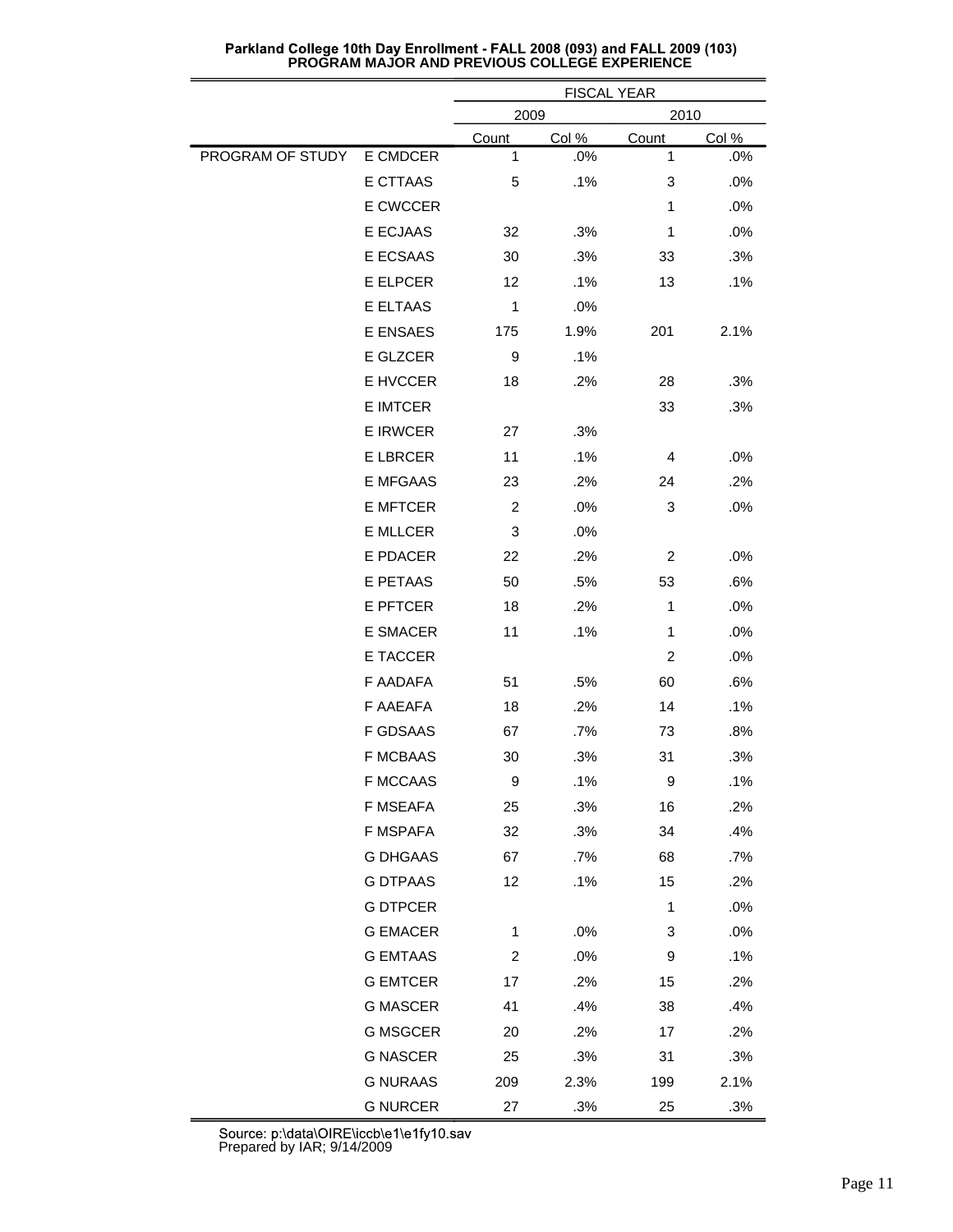**Parkland College 10th Day Enrollment - FALL 2008 (093) and FALL 2009 (103)**
**PROGRAM MAJOR AND PREVIOUS COLLEGE EXPERIENCE**

| | | FISCAL YEAR | | | |
|---|---|---|---|---|---|
| | | 2009 | | 2010 | |
| | | Count | Col % | Count | Col % |
| PROGRAM OF STUDY | E CMDCER | 1 | .0% | 1 | .0% |
| | E CTTAAS | 5 | .1% | 3 | .0% |
| | E CWCCER | | | 1 | .0% |
| | E ECJAAS | 32 | .3% | 1 | .0% |
| | E ECSAAS | 30 | .3% | 33 | .3% |
| | E ELPCER | 12 | .1% | 13 | .1% |
| | E ELTAAS | 1 | .0% | | |
| | E ENSAES | 175 | 1.9% | 201 | 2.1% |
| | E GLZCER | 9 | .1% | | |
| | E HVCCER | 18 | .2% | 28 | .3% |
| | E IMTCER | | | 33 | .3% |
| | E IRWCER | 27 | .3% | | |
| | E LBRCER | 11 | .1% | 4 | .0% |
| | E MFGAAS | 23 | .2% | 24 | .2% |
| | E MFTCER | 2 | .0% | 3 | .0% |
| | E MLLCER | 3 | .0% | | |
| | E PDACER | 22 | .2% | 2 | .0% |
| | E PETAAS | 50 | .5% | 53 | .6% |
| | E PFTCER | 18 | .2% | 1 | .0% |
| | E SMACER | 11 | .1% | 1 | .0% |
| | E TACCER | | | 2 | .0% |
| | F AADAFA | 51 | .5% | 60 | .6% |
| | F AAEAFA | 18 | .2% | 14 | .1% |
| | F GDSAAS | 67 | .7% | 73 | .8% |
| | F MCBAAS | 30 | .3% | 31 | .3% |
| | F MCCAAS | 9 | .1% | 9 | .1% |
| | F MSEAFA | 25 | .3% | 16 | .2% |
| | F MSPAFA | 32 | .3% | 34 | .4% |
| | G DHGAAS | 67 | .7% | 68 | .7% |
| | G DTPAAS | 12 | .1% | 15 | .2% |
| | G DTPCER | | | 1 | .0% |
| | G EMACER | 1 | .0% | 3 | .0% |
| | G EMTAAS | 2 | .0% | 9 | .1% |
| | G EMTCER | 17 | .2% | 15 | .2% |
| | G MASCER | 41 | .4% | 38 | .4% |
| | G MSGCER | 20 | .2% | 17 | .2% |
| | G NASCER | 25 | .3% | 31 | .3% |
| | G NURAAS | 209 | 2.3% | 199 | 2.1% |
| | G NURCER | 27 | .3% | 25 | .3% |

Source: p:\data\OIRE\iccb\e1\e1fy10.sav
Prepared by IAR; 9/14/2009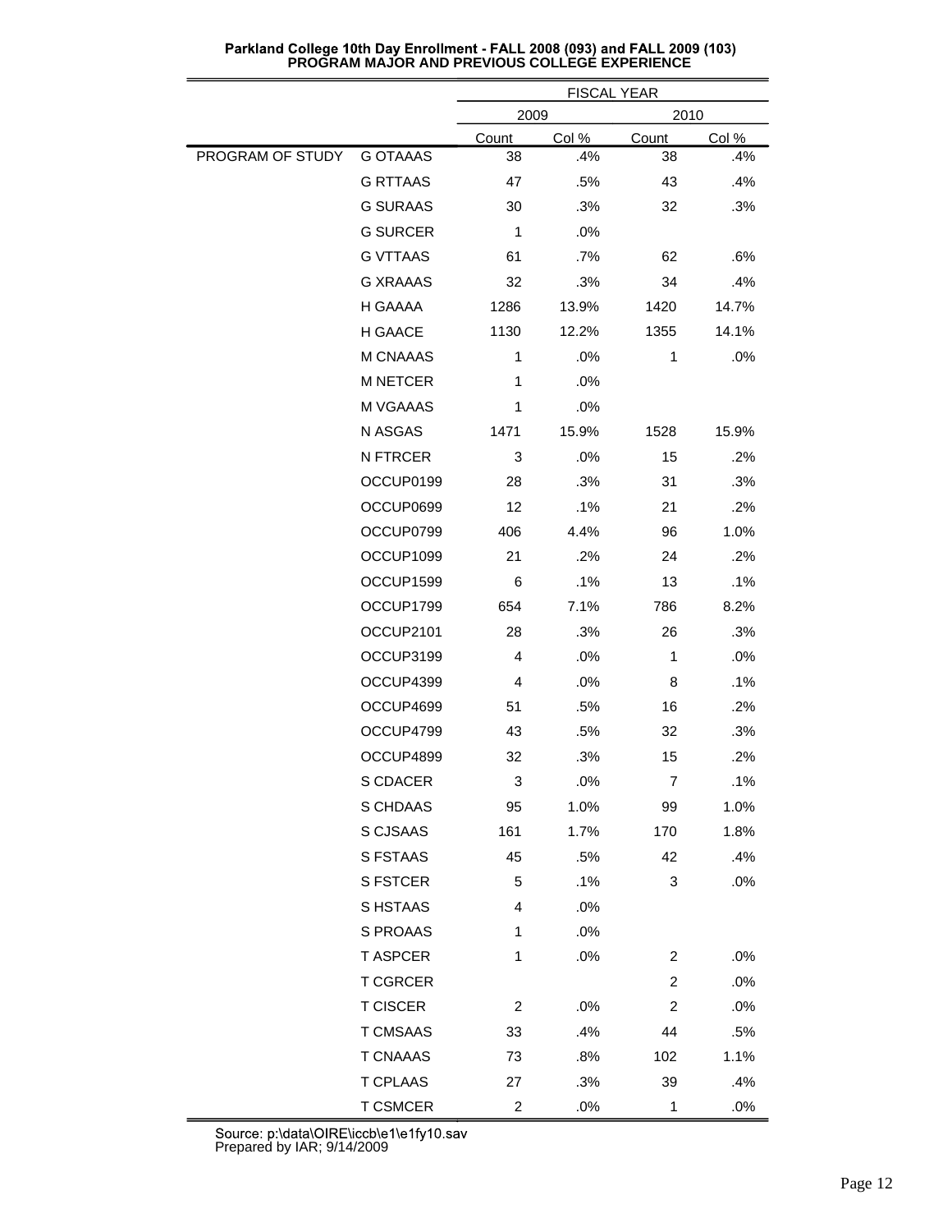**Parkland College 10th Day Enrollment - FALL 2008 (093) and FALL 2009 (103)**
**PROGRAM MAJOR AND PREVIOUS COLLEGE EXPERIENCE**

| | | FISCAL YEAR | | | |
|---|---|---|---|---|---|
| | | 2009 | | 2010 | |
| | | Count | Col % | Count | Col % |
| PROGRAM OF STUDY | G OTAAAS | 38 | .4% | 38 | .4% |
| | G RTTAAS | 47 | .5% | 43 | .4% |
| | G SURAAS | 30 | .3% | 32 | .3% |
| | G SURCER | 1 | .0% | | |
| | G VTTAAS | 61 | .7% | 62 | .6% |
| | G XRAAAS | 32 | .3% | 34 | .4% |
| | H GAAAA | 1286 | 13.9% | 1420 | 14.7% |
| | H GAACE | 1130 | 12.2% | 1355 | 14.1% |
| | M CNAAAS | 1 | .0% | 1 | .0% |
| | M NETCER | 1 | .0% | | |
| | M VGAAAS | 1 | .0% | | |
| | N ASGAS | 1471 | 15.9% | 1528 | 15.9% |
| | N FTRCER | 3 | .0% | 15 | .2% |
| | OCCUP0199 | 28 | .3% | 31 | .3% |
| | OCCUP0699 | 12 | .1% | 21 | .2% |
| | OCCUP0799 | 406 | 4.4% | 96 | 1.0% |
| | OCCUP1099 | 21 | .2% | 24 | .2% |
| | OCCUP1599 | 6 | .1% | 13 | .1% |
| | OCCUP1799 | 654 | 7.1% | 786 | 8.2% |
| | OCCUP2101 | 28 | .3% | 26 | .3% |
| | OCCUP3199 | 4 | .0% | 1 | .0% |
| | OCCUP4399 | 4 | .0% | 8 | .1% |
| | OCCUP4699 | 51 | .5% | 16 | .2% |
| | OCCUP4799 | 43 | .5% | 32 | .3% |
| | OCCUP4899 | 32 | .3% | 15 | .2% |
| | S CDACER | 3 | .0% | 7 | .1% |
| | S CHDAAS | 95 | 1.0% | 99 | 1.0% |
| | S CJSAAS | 161 | 1.7% | 170 | 1.8% |
| | S FSTAAS | 45 | .5% | 42 | .4% |
| | S FSTCER | 5 | .1% | 3 | .0% |
| | S HSTAAS | 4 | .0% | | |
| | S PROAAS | 1 | .0% | | |
| | T ASPCER | 1 | .0% | 2 | .0% |
| | T CGRCER | | | 2 | .0% |
| | T CISCER | 2 | .0% | 2 | .0% |
| | T CMSAAS | 33 | .4% | 44 | .5% |
| | T CNAAAS | 73 | .8% | 102 | 1.1% |
| | T CPLAAS | 27 | .3% | 39 | .4% |
| | T CSMCER | 2 | .0% | 1 | .0% |

Source: p:\data\OIRE\iccb\e1\e1fy10.sav
Prepared by IAR; 9/14/2009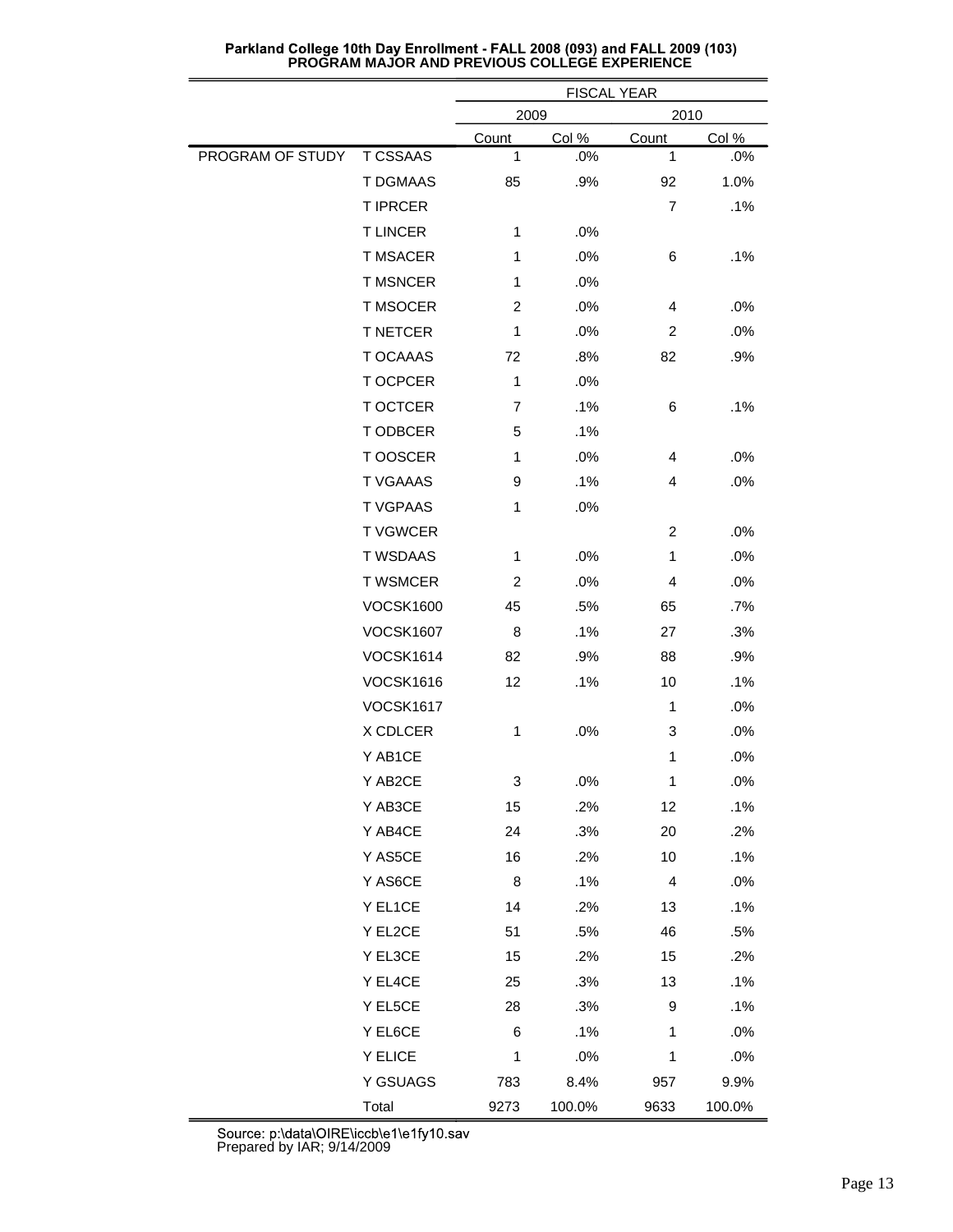**Parkland College 10th Day Enrollment - FALL 2008 (093) and FALL 2009 (103)**
**PROGRAM MAJOR AND PREVIOUS COLLEGE EXPERIENCE**

| | | FISCAL YEAR | | | |
|---|---|---|---|---|---|
| | | 2009 | | 2010 | |
| | | Count | Col % | Count | Col % |
| PROGRAM OF STUDY | T CSSAAS | 1 | .0% | 1 | .0% |
| | T DGMAAS | 85 | .9% | 92 | 1.0% |
| | T IPRCER | | | 7 | .1% |
| | T LINCER | 1 | .0% | | |
| | T MSACER | 1 | .0% | 6 | .1% |
| | T MSNCER | 1 | .0% | | |
| | T MSOCER | 2 | .0% | 4 | .0% |
| | T NETCER | 1 | .0% | 2 | .0% |
| | T OCAAAS | 72 | .8% | 82 | .9% |
| | T OCPCER | 1 | .0% | | |
| | T OCTCER | 7 | .1% | 6 | .1% |
| | T ODBCER | 5 | .1% | | |
| | T OOSCER | 1 | .0% | 4 | .0% |
| | T VGAAAS | 9 | .1% | 4 | .0% |
| | T VGPAAS | 1 | .0% | | |
| | T VGWCER | | | 2 | .0% |
| | T WSDAAS | 1 | .0% | 1 | .0% |
| | T WSMCER | 2 | .0% | 4 | .0% |
| | VOCSK1600 | 45 | .5% | 65 | .7% |
| | VOCSK1607 | 8 | .1% | 27 | .3% |
| | VOCSK1614 | 82 | .9% | 88 | .9% |
| | VOCSK1616 | 12 | .1% | 10 | .1% |
| | VOCSK1617 | | | 1 | .0% |
| | X CDLCER | 1 | .0% | 3 | .0% |
| | Y AB1CE | | | 1 | .0% |
| | Y AB2CE | 3 | .0% | 1 | .0% |
| | Y AB3CE | 15 | .2% | 12 | .1% |
| | Y AB4CE | 24 | .3% | 20 | .2% |
| | Y AS5CE | 16 | .2% | 10 | .1% |
| | Y AS6CE | 8 | .1% | 4 | .0% |
| | Y EL1CE | 14 | .2% | 13 | .1% |
| | Y EL2CE | 51 | .5% | 46 | .5% |
| | Y EL3CE | 15 | .2% | 15 | .2% |
| | Y EL4CE | 25 | .3% | 13 | .1% |
| | Y EL5CE | 28 | .3% | 9 | .1% |
| | Y EL6CE | 6 | .1% | 1 | .0% |
| | Y ELICE | 1 | .0% | 1 | .0% |
| | Y GSUAGS | 783 | 8.4% | 957 | 9.9% |
| | Total | 9273 | 100.0% | 9633 | 100.0% |

Source: p:\data\OIRE\iccb\e1\e1fy10.sav
Prepared by IAR; 9/14/2009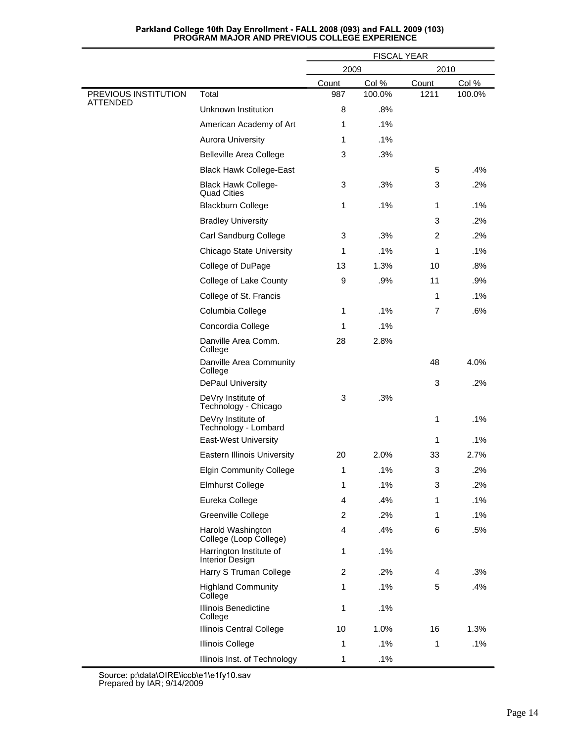**Parkland College 10th Day Enrollment - FALL 2008 (093) and FALL 2009 (103)**
**PROGRAM MAJOR AND PREVIOUS COLLEGE EXPERIENCE**

| | | FISCAL YEAR | | | |
|---|---|---|---|---|---|
| | | 2009 | | 2010 | |
| | | Count | Col % | Count | Col % |
| PREVIOUS INSTITUTION ATTENDED | Total | 987 | 100.0% | 1211 | 100.0% |
| | Unknown Institution | 8 | .8% | | |
| | American Academy of Art | 1 | .1% | | |
| | Aurora University | 1 | .1% | | |
| | Belleville Area College | 3 | .3% | | |
| | Black Hawk College-East | | | 5 | .4% |
| | Black Hawk College-Quad Cities | 3 | .3% | 3 | .2% |
| | Blackburn College | 1 | .1% | 1 | .1% |
| | Bradley University | | | 3 | .2% |
| | Carl Sandburg College | 3 | .3% | 2 | .2% |
| | Chicago State University | 1 | .1% | 1 | .1% |
| | College of DuPage | 13 | 1.3% | 10 | .8% |
| | College of Lake County | 9 | .9% | 11 | .9% |
| | College of St. Francis | | | 1 | .1% |
| | Columbia College | 1 | .1% | 7 | .6% |
| | Concordia College | 1 | .1% | | |
| | Danville Area Comm. College | 28 | 2.8% | | |
| | Danville Area Community College | | | 48 | 4.0% |
| | DePaul University | | | 3 | .2% |
| | DeVry Institute of Technology - Chicago | 3 | .3% | | |
| | DeVry Institute of Technology - Lombard | | | 1 | .1% |
| | East-West University | | | 1 | .1% |
| | Eastern Illinois University | 20 | 2.0% | 33 | 2.7% |
| | Elgin Community College | 1 | .1% | 3 | .2% |
| | Elmhurst College | 1 | .1% | 3 | .2% |
| | Eureka College | 4 | .4% | 1 | .1% |
| | Greenville College | 2 | .2% | 1 | .1% |
| | Harold Washington College (Loop College) | 4 | .4% | 6 | .5% |
| | Harrington Institute of Interior Design | 1 | .1% | | |
| | Harry S Truman College | 2 | .2% | 4 | .3% |
| | Highland Community College | 1 | .1% | 5 | .4% |
| | Illinois Benedictine College | 1 | .1% | | |
| | Illinois Central College | 10 | 1.0% | 16 | 1.3% |
| | Illinois College | 1 | .1% | 1 | .1% |
| | Illinois Inst. of Technology | 1 | .1% | | |

Source: p:\data\OIRE\iccb\e1\e1fy10.sav
Prepared by IAR; 9/14/2009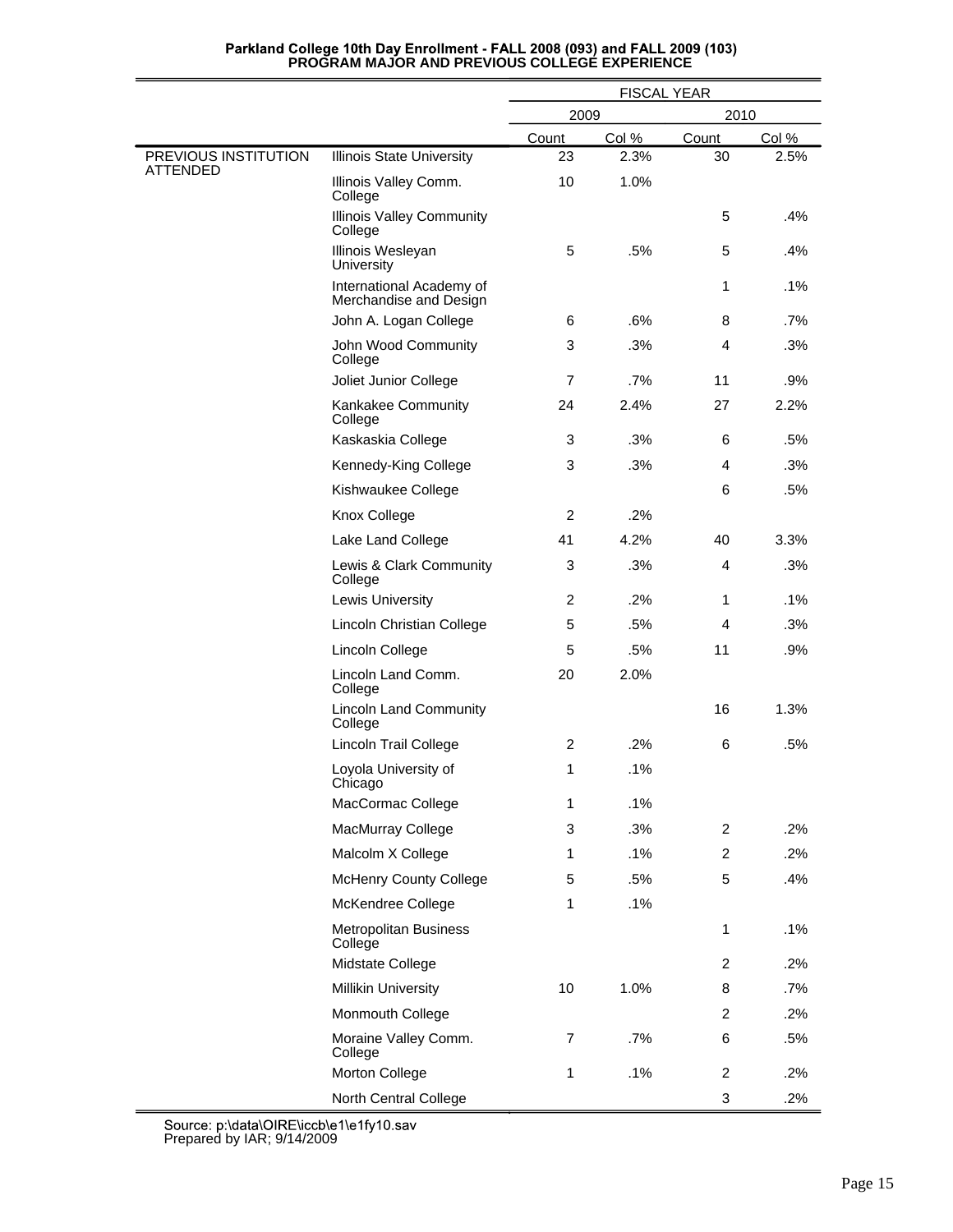**Parkland College 10th Day Enrollment - FALL 2008 (093) and FALL 2009 (103)**
**PROGRAM MAJOR AND PREVIOUS COLLEGE EXPERIENCE**

| | | FISCAL YEAR | | | |
|---|---|---|---|---|---|
| | | 2009 | | 2010 | |
| | | Count | Col % | Count | Col % |
| PREVIOUS INSTITUTION ATTENDED | Illinois State University | 23 | 2.3% | 30 | 2.5% |
| | Illinois Valley Comm. College | 10 | 1.0% | | |
| | Illinois Valley Community College | | | 5 | .4% |
| | Illinois Wesleyan University | 5 | .5% | 5 | .4% |
| | International Academy of Merchandise and Design | | | 1 | .1% |
| | John A. Logan College | 6 | .6% | 8 | .7% |
| | John Wood Community College | 3 | .3% | 4 | .3% |
| | Joliet Junior College | 7 | .7% | 11 | .9% |
| | Kankakee Community College | 24 | 2.4% | 27 | 2.2% |
| | Kaskaskia College | 3 | .3% | 6 | .5% |
| | Kennedy-King College | 3 | .3% | 4 | .3% |
| | Kishwaukee College | | | 6 | .5% |
| | Knox College | 2 | .2% | | |
| | Lake Land College | 41 | 4.2% | 40 | 3.3% |
| | Lewis & Clark Community College | 3 | .3% | 4 | .3% |
| | Lewis University | 2 | .2% | 1 | .1% |
| | Lincoln Christian College | 5 | .5% | 4 | .3% |
| | Lincoln College | 5 | .5% | 11 | .9% |
| | Lincoln Land Comm. College | 20 | 2.0% | | |
| | Lincoln Land Community College | | | 16 | 1.3% |
| | Lincoln Trail College | 2 | .2% | 6 | .5% |
| | Loyola University of Chicago | 1 | .1% | | |
| | MacCormac College | 1 | .1% | | |
| | MacMurray College | 3 | .3% | 2 | .2% |
| | Malcolm X College | 1 | .1% | 2 | .2% |
| | McHenry County College | 5 | .5% | 5 | .4% |
| | McKendree College | 1 | .1% | | |
| | Metropolitan Business College | | | 1 | .1% |
| | Midstate College | | | 2 | .2% |
| | Millikin University | 10 | 1.0% | 8 | .7% |
| | Monmouth College | | | 2 | .2% |
| | Moraine Valley Comm. College | 7 | .7% | 6 | .5% |
| | Morton College | 1 | .1% | 2 | .2% |
| | North Central College | | | 3 | .2% |

Source: p:\data\OIRE\iccb\e1\e1fy10.sav
Prepared by IAR; 9/14/2009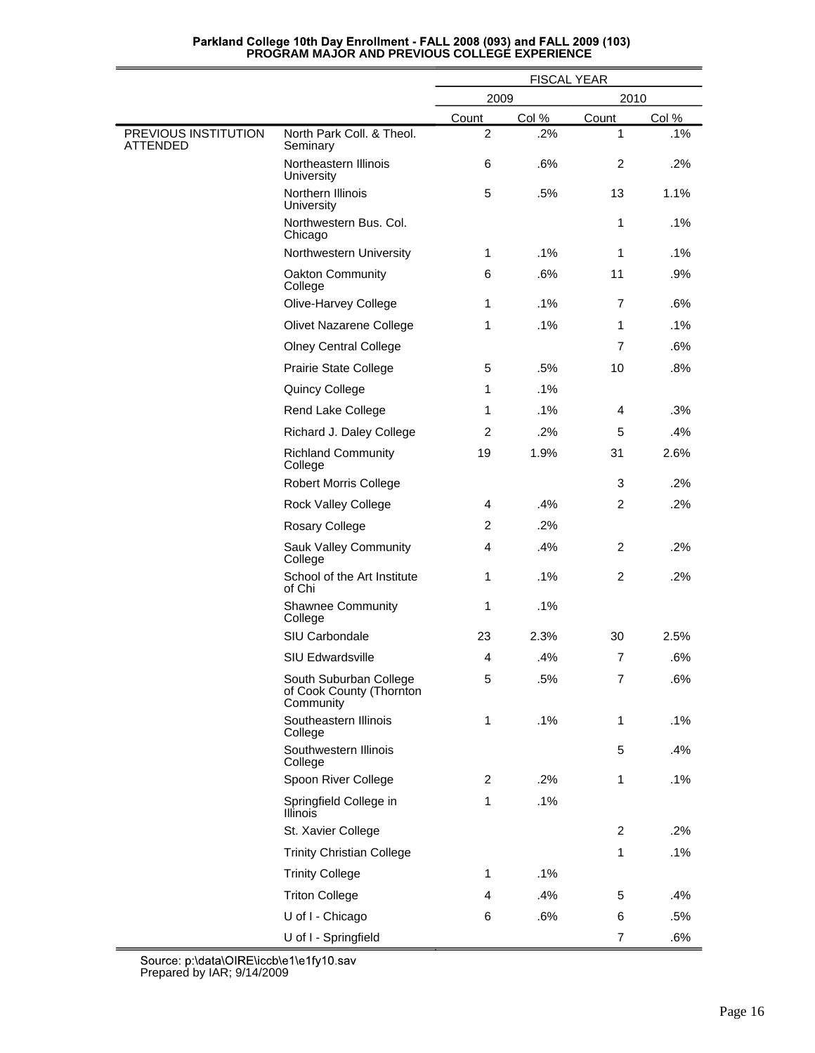**Parkland College 10th Day Enrollment - FALL 2008 (093) and FALL 2009 (103)**
**PROGRAM MAJOR AND PREVIOUS COLLEGE EXPERIENCE**

| | | FISCAL YEAR | | | |
|---|---|---|---|---|---|
| | | 2009 | | 2010 | |
| | | Count | Col % | Count | Col % |
| PREVIOUS INSTITUTION ATTENDED | North Park Coll. & Theol. Seminary | 2 | .2% | 1 | .1% |
| | Northeastern Illinois University | 6 | .6% | 2 | .2% |
| | Northern Illinois University | 5 | .5% | 13 | 1.1% |
| | Northwestern Bus. Col. Chicago | | | 1 | .1% |
| | Northwestern University | 1 | .1% | 1 | .1% |
| | Oakton Community College | 6 | .6% | 11 | .9% |
| | Olive-Harvey College | 1 | .1% | 7 | .6% |
| | Olivet Nazarene College | 1 | .1% | 1 | .1% |
| | Olney Central College | | | 7 | .6% |
| | Prairie State College | 5 | .5% | 10 | .8% |
| | Quincy College | 1 | .1% | | |
| | Rend Lake College | 1 | .1% | 4 | .3% |
| | Richard J. Daley College | 2 | .2% | 5 | .4% |
| | Richland Community College | 19 | 1.9% | 31 | 2.6% |
| | Robert Morris College | | | 3 | .2% |
| | Rock Valley College | 4 | .4% | 2 | .2% |
| | Rosary College | 2 | .2% | | |
| | Sauk Valley Community College | 4 | .4% | 2 | .2% |
| | School of the Art Institute of Chi | 1 | .1% | 2 | .2% |
| | Shawnee Community College | 1 | .1% | | |
| | SIU Carbondale | 23 | 2.3% | 30 | 2.5% |
| | SIU Edwardsville | 4 | .4% | 7 | .6% |
| | South Suburban College of Cook County (Thornton Community | 5 | .5% | 7 | .6% |
| | Southeastern Illinois College | 1 | .1% | 1 | .1% |
| | Southwestern Illinois College | | | 5 | .4% |
| | Spoon River College | 2 | .2% | 1 | .1% |
| | Springfield College in Illinois | 1 | .1% | | |
| | St. Xavier College | | | 2 | .2% |
| | Trinity Christian College | | | 1 | .1% |
| | Trinity College | 1 | .1% | | |
| | Triton College | 4 | .4% | 5 | .4% |
| | U of I - Chicago | 6 | .6% | 6 | .5% |
| | U of I - Springfield | | | 7 | .6% |

Source: p:\data\OIRE\iccb\e1\e1fy10.sav
Prepared by IAR; 9/14/2009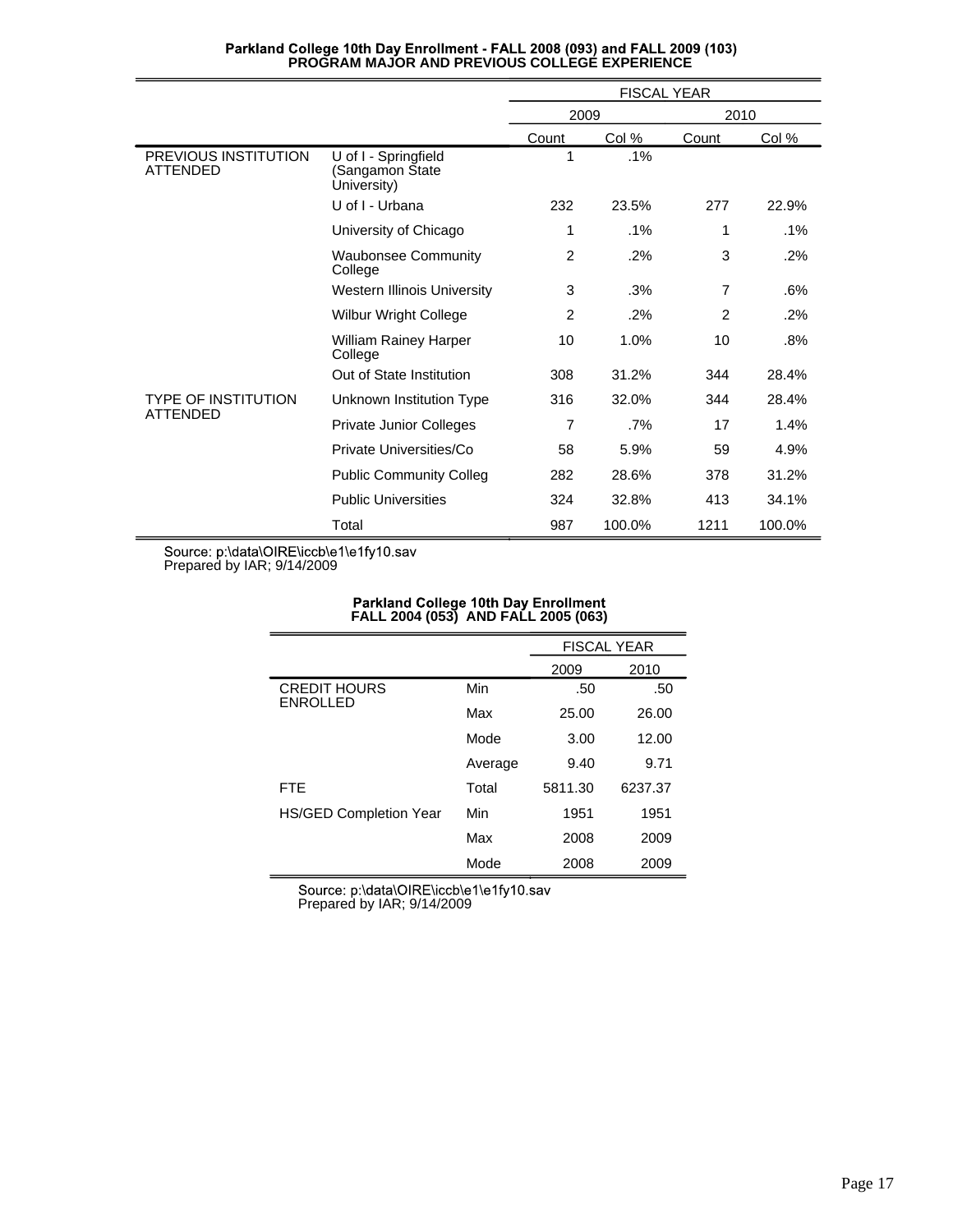**Parkland College 10th Day Enrollment - FALL 2008 (093) and FALL 2009 (103)**
**PROGRAM MAJOR AND PREVIOUS COLLEGE EXPERIENCE**

| | | FISCAL YEAR | | | |
|---|---|---|---|---|---|
| | | 2009 | | 2010 | |
| | | Count | Col % | Count | Col % |
| PREVIOUS INSTITUTION ATTENDED | U of I - Springfield (Sangamon State University) | 1 | .1% | | |
| | U of I - Urbana | 232 | 23.5% | 277 | 22.9% |
| | University of Chicago | 1 | .1% | 1 | .1% |
| | Waubonsee Community College | 2 | .2% | 3 | .2% |
| | Western Illinois University | 3 | .3% | 7 | .6% |
| | Wilbur Wright College | 2 | .2% | 2 | .2% |
| | William Rainey Harper College | 10 | 1.0% | 10 | .8% |
| | Out of State Institution | 308 | 31.2% | 344 | 28.4% |
| TYPE OF INSTITUTION ATTENDED | Unknown Institution Type | 316 | 32.0% | 344 | 28.4% |
| | Private Junior Colleges | 7 | .7% | 17 | 1.4% |
| | Private Universities/Co | 58 | 5.9% | 59 | 4.9% |
| | Public Community Colleg | 282 | 28.6% | 378 | 31.2% |
| | Public Universities | 324 | 32.8% | 413 | 34.1% |
| | Total | 987 | 100.0% | 1211 | 100.0% |

Source: p:\data\OIRE\iccb\e1\e1fy10.sav
Prepared by IAR; 9/14/2009

**Parkland College 10th Day Enrollment**
**FALL 2004 (053) AND FALL 2005 (063)**

| | | FISCAL YEAR | |
|---|---|---|---|
| | | 2009 | 2010 |
| CREDIT HOURS ENROLLED | Min | .50 | .50 |
| | Max | 25.00 | 26.00 |
| | Mode | 3.00 | 12.00 |
| | Average | 9.40 | 9.71 |
| FTE | Total | 5811.30 | 6237.37 |
| HS/GED Completion Year | Min | 1951 | 1951 |
| | Max | 2008 | 2009 |
| | Mode | 2008 | 2009 |

Source: p:\data\OIRE\iccb\e1\e1fy10.sav
Prepared by IAR; 9/14/2009